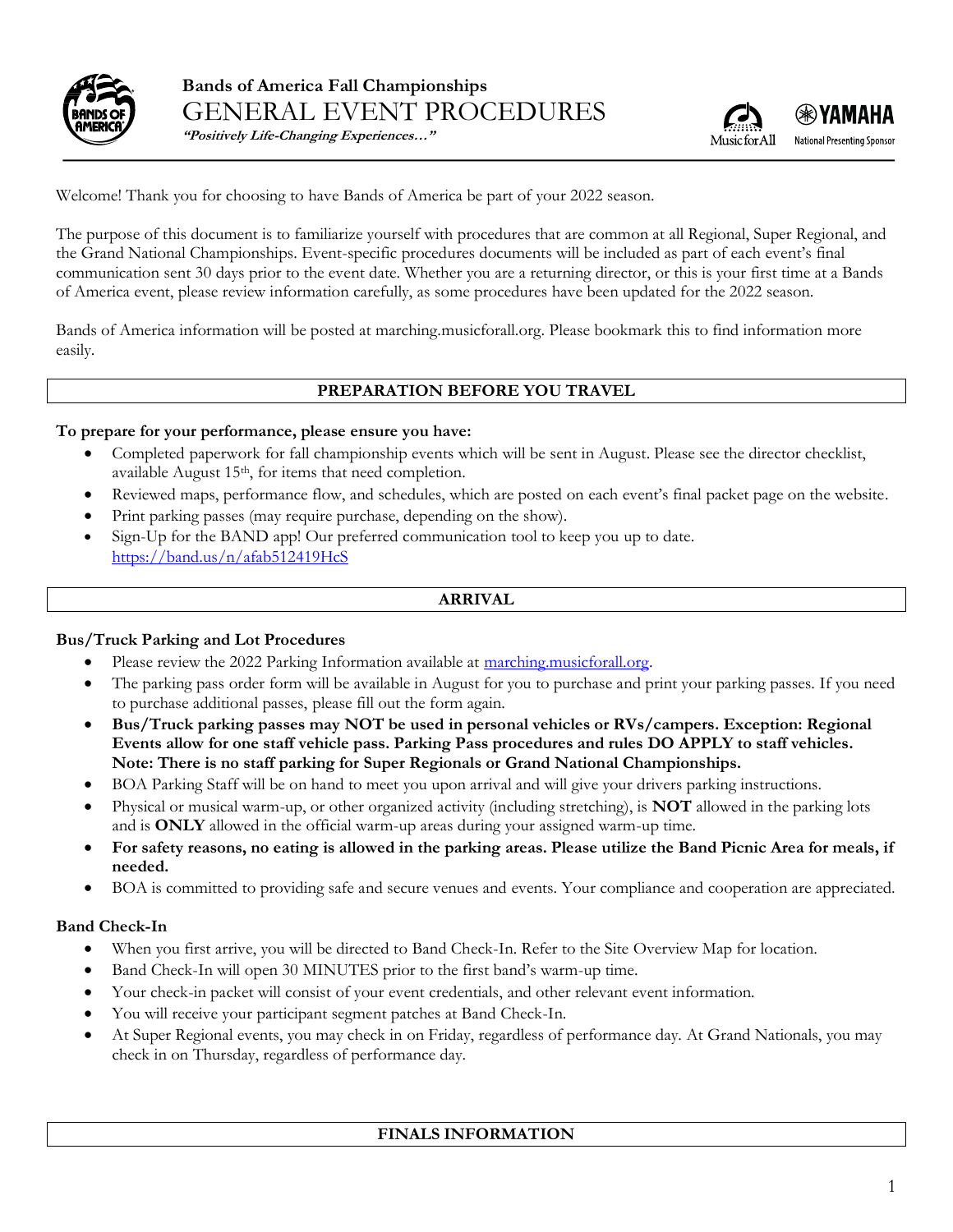# Bands of America Fall Championships

# GENERAL EVENT PROCEDURES

***"Positively Life-Changing Experiences…"***

Welcome! Thank you for choosing to have Bands of America be part of your 2022 season.

The purpose of this document is to familiarize yourself with procedures that are common at all Regional, Super Regional, and the Grand National Championships. Event-specific procedures documents will be included as part of each event's final communication sent 30 days prior to the event date. Whether you are a returning director, or this is your first time at a Bands of America event, please review information carefully, as some procedures have been updated for the 2022 season.

Bands of America information will be posted at marching.musicforall.org. Please bookmark this to find information more easily.

## PREPARATION BEFORE YOU TRAVEL

**To prepare for your performance, please ensure you have:**

- Completed paperwork for fall championship events which will be sent in August. Please see the director checklist, available August 15th, for items that need completion.
- Reviewed maps, performance flow, and schedules, which are posted on each event's final packet page on the website.
- Print parking passes (may require purchase, depending on the show).
- Sign-Up for the BAND app! Our preferred communication tool to keep you up to date. https://band.us/n/afab512419HcS

## ARRIVAL

### Bus/Truck Parking and Lot Procedures

- Please review the 2022 Parking Information available at marching.musicforall.org.
- The parking pass order form will be available in August for you to purchase and print your parking passes. If you need to purchase additional passes, please fill out the form again.
- **Bus/Truck parking passes may NOT be used in personal vehicles or RVs/campers. Exception: Regional Events allow for one staff vehicle pass. Parking Pass procedures and rules DO APPLY to staff vehicles. Note: There is no staff parking for Super Regionals or Grand National Championships.**
- BOA Parking Staff will be on hand to meet you upon arrival and will give your drivers parking instructions.
- Physical or musical warm-up, or other organized activity (including stretching), is **NOT** allowed in the parking lots and is **ONLY** allowed in the official warm-up areas during your assigned warm-up time.
- **For safety reasons, no eating is allowed in the parking areas. Please utilize the Band Picnic Area for meals, if needed.**
- BOA is committed to providing safe and secure venues and events. Your compliance and cooperation are appreciated.

### Band Check-In

- When you first arrive, you will be directed to Band Check-In. Refer to the Site Overview Map for location.
- Band Check-In will open 30 MINUTES prior to the first band's warm-up time.
- Your check-in packet will consist of your event credentials, and other relevant event information.
- You will receive your participant segment patches at Band Check-In.
- At Super Regional events, you may check in on Friday, regardless of performance day. At Grand Nationals, you may check in on Thursday, regardless of performance day.

## FINALS INFORMATION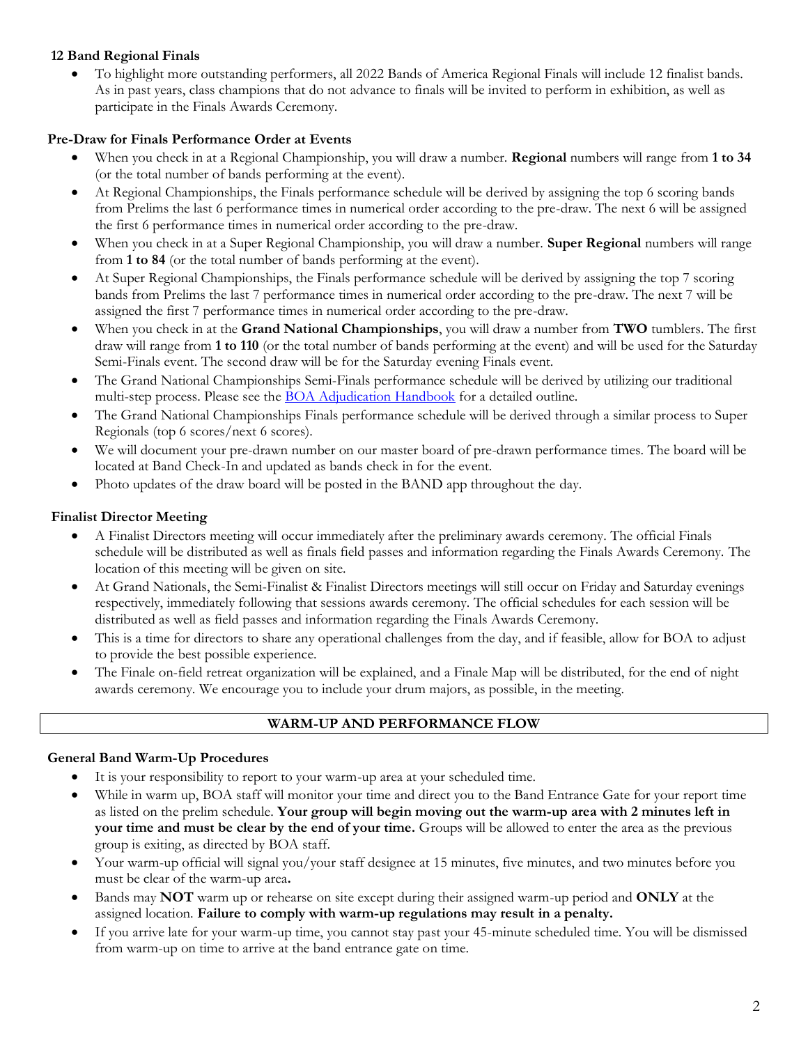### 12 Band Regional Finals

- To highlight more outstanding performers, all 2022 Bands of America Regional Finals will include 12 finalist bands. As in past years, class champions that do not advance to finals will be invited to perform in exhibition, as well as participate in the Finals Awards Ceremony.

### Pre-Draw for Finals Performance Order at Events

- When you check in at a Regional Championship, you will draw a number. **Regional** numbers will range from **1 to 34** (or the total number of bands performing at the event).
- At Regional Championships, the Finals performance schedule will be derived by assigning the top 6 scoring bands from Prelims the last 6 performance times in numerical order according to the pre-draw. The next 6 will be assigned the first 6 performance times in numerical order according to the pre-draw.
- When you check in at a Super Regional Championship, you will draw a number. **Super Regional** numbers will range from **1 to 84** (or the total number of bands performing at the event).
- At Super Regional Championships, the Finals performance schedule will be derived by assigning the top 7 scoring bands from Prelims the last 7 performance times in numerical order according to the pre-draw. The next 7 will be assigned the first 7 performance times in numerical order according to the pre-draw.
- When you check in at the **Grand National Championships**, you will draw a number from **TWO** tumblers. The first draw will range from **1 to 110** (or the total number of bands performing at the event) and will be used for the Saturday Semi-Finals event. The second draw will be for the Saturday evening Finals event.
- The Grand National Championships Semi-Finals performance schedule will be derived by utilizing our traditional multi-step process. Please see the [BOA Adjudication Handbook]() for a detailed outline.
- The Grand National Championships Finals performance schedule will be derived through a similar process to Super Regionals (top 6 scores/next 6 scores).
- We will document your pre-drawn number on our master board of pre-drawn performance times. The board will be located at Band Check-In and updated as bands check in for the event.
- Photo updates of the draw board will be posted in the BAND app throughout the day.

### Finalist Director Meeting

- A Finalist Directors meeting will occur immediately after the preliminary awards ceremony. The official Finals schedule will be distributed as well as finals field passes and information regarding the Finals Awards Ceremony. The location of this meeting will be given on site.
- At Grand Nationals, the Semi-Finalist & Finalist Directors meetings will still occur on Friday and Saturday evenings respectively, immediately following that sessions awards ceremony. The official schedules for each session will be distributed as well as field passes and information regarding the Finals Awards Ceremony.
- This is a time for directors to share any operational challenges from the day, and if feasible, allow for BOA to adjust to provide the best possible experience.
- The Finale on-field retreat organization will be explained, and a Finale Map will be distributed, for the end of night awards ceremony. We encourage you to include your drum majors, as possible, in the meeting.

## WARM-UP AND PERFORMANCE FLOW

### General Band Warm-Up Procedures

- It is your responsibility to report to your warm-up area at your scheduled time.
- While in warm up, BOA staff will monitor your time and direct you to the Band Entrance Gate for your report time as listed on the prelim schedule. **Your group will begin moving out the warm-up area with 2 minutes left in your time and must be clear by the end of your time.** Groups will be allowed to enter the area as the previous group is exiting, as directed by BOA staff.
- Your warm-up official will signal you/your staff designee at 15 minutes, five minutes, and two minutes before you must be clear of the warm-up area**.**
- Bands may **NOT** warm up or rehearse on site except during their assigned warm-up period and **ONLY** at the assigned location. **Failure to comply with warm-up regulations may result in a penalty.**
- If you arrive late for your warm-up time, you cannot stay past your 45-minute scheduled time. You will be dismissed from warm-up on time to arrive at the band entrance gate on time.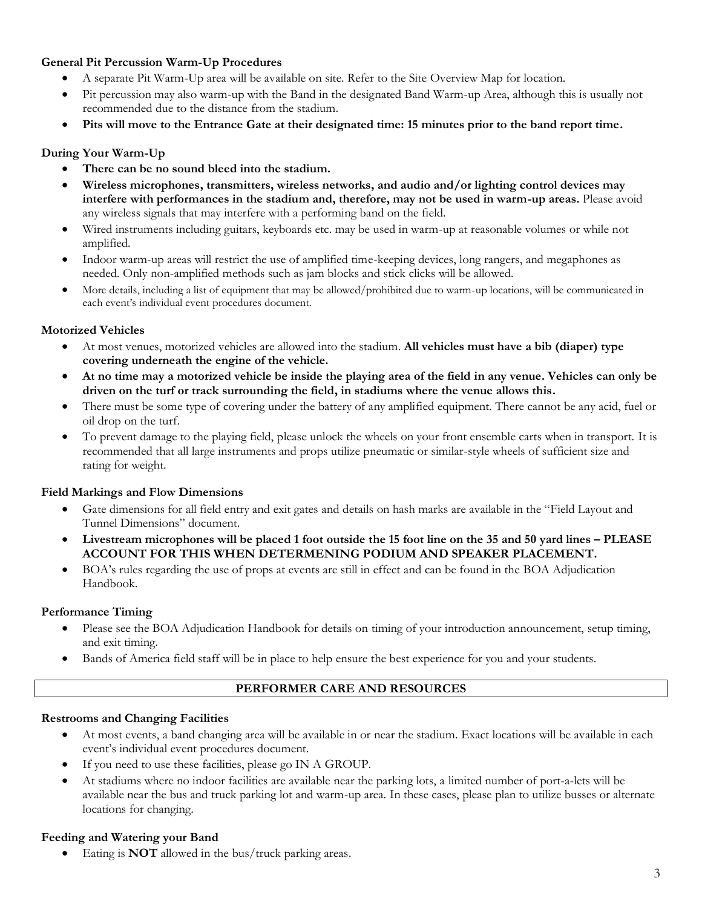### General Pit Percussion Warm-Up Procedures

- A separate Pit Warm-Up area will be available on site. Refer to the Site Overview Map for location.
- Pit percussion may also warm-up with the Band in the designated Band Warm-up Area, although this is usually not recommended due to the distance from the stadium.
- **Pits will move to the Entrance Gate at their designated time: 15 minutes prior to the band report time.**

### During Your Warm-Up

- **There can be no sound bleed into the stadium.**
- **Wireless microphones, transmitters, wireless networks, and audio and/or lighting control devices may interfere with performances in the stadium and, therefore, may not be used in warm-up areas.** Please avoid any wireless signals that may interfere with a performing band on the field.
- Wired instruments including guitars, keyboards etc. may be used in warm-up at reasonable volumes or while not amplified.
- Indoor warm-up areas will restrict the use of amplified time-keeping devices, long rangers, and megaphones as needed. Only non-amplified methods such as jam blocks and stick clicks will be allowed.
- More details, including a list of equipment that may be allowed/prohibited due to warm-up locations, will be communicated in each event's individual event procedures document.

### Motorized Vehicles

- At most venues, motorized vehicles are allowed into the stadium. **All vehicles must have a bib (diaper) type covering underneath the engine of the vehicle.**
- **At no time may a motorized vehicle be inside the playing area of the field in any venue. Vehicles can only be driven on the turf or track surrounding the field, in stadiums where the venue allows this.**
- There must be some type of covering under the battery of any amplified equipment. There cannot be any acid, fuel or oil drop on the turf.
- To prevent damage to the playing field, please unlock the wheels on your front ensemble carts when in transport. It is recommended that all large instruments and props utilize pneumatic or similar-style wheels of sufficient size and rating for weight.

### Field Markings and Flow Dimensions

- Gate dimensions for all field entry and exit gates and details on hash marks are available in the "Field Layout and Tunnel Dimensions" document.
- **Livestream microphones will be placed 1 foot outside the 15 foot line on the 35 and 50 yard lines – PLEASE ACCOUNT FOR THIS WHEN DETERMENING PODIUM AND SPEAKER PLACEMENT.**
- BOA's rules regarding the use of props at events are still in effect and can be found in the BOA Adjudication Handbook.

### Performance Timing

- Please see the BOA Adjudication Handbook for details on timing of your introduction announcement, setup timing, and exit timing.
- Bands of America field staff will be in place to help ensure the best experience for you and your students.

## PERFORMER CARE AND RESOURCES

### Restrooms and Changing Facilities

- At most events, a band changing area will be available in or near the stadium. Exact locations will be available in each event's individual event procedures document.
- If you need to use these facilities, please go IN A GROUP.
- At stadiums where no indoor facilities are available near the parking lots, a limited number of port-a-lets will be available near the bus and truck parking lot and warm-up area. In these cases, please plan to utilize busses or alternate locations for changing.

### Feeding and Watering your Band

- Eating is **NOT** allowed in the bus/truck parking areas.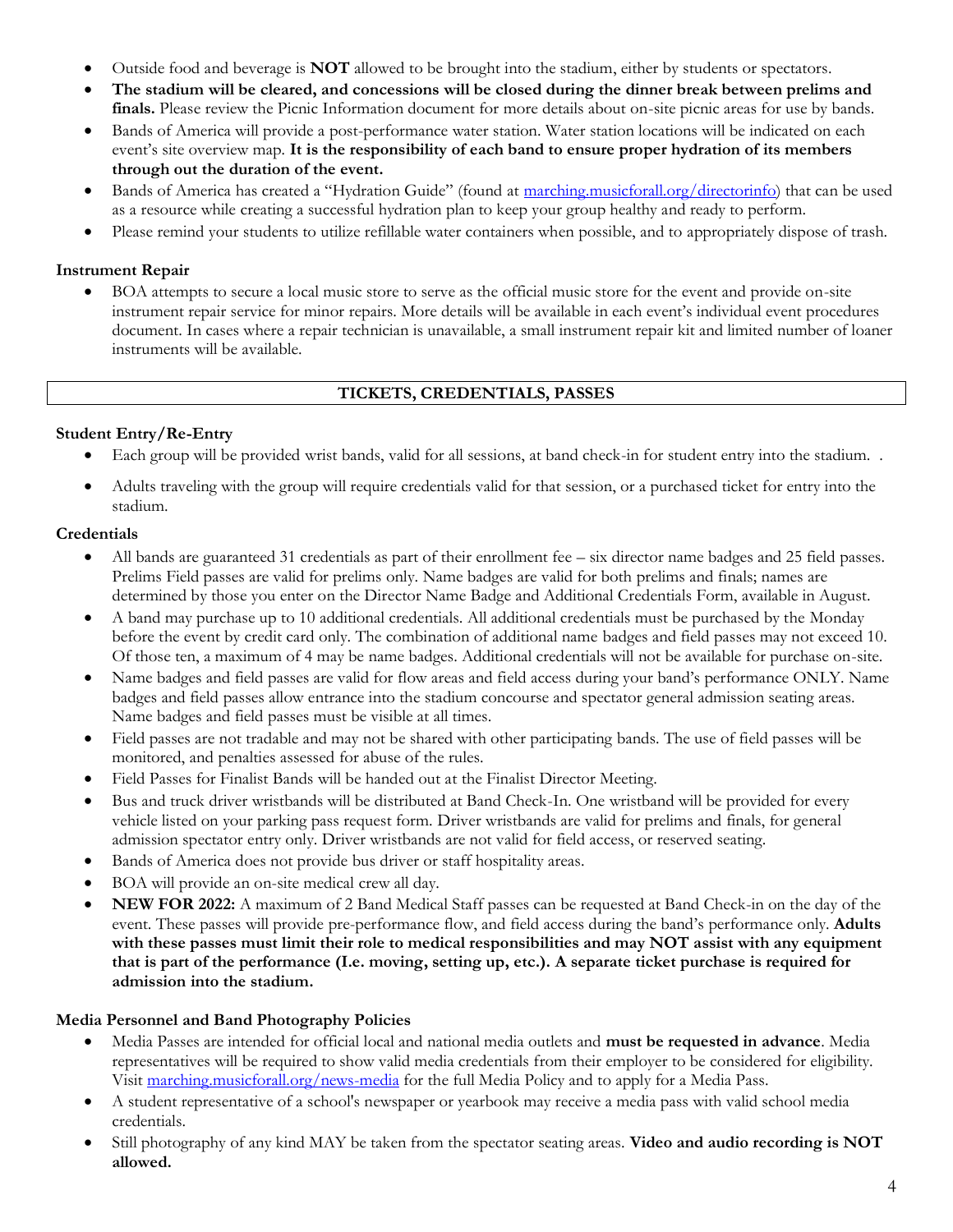- Outside food and beverage is **NOT** allowed to be brought into the stadium, either by students or spectators.
- **The stadium will be cleared, and concessions will be closed during the dinner break between prelims and finals.** Please review the Picnic Information document for more details about on-site picnic areas for use by bands.
- Bands of America will provide a post-performance water station. Water station locations will be indicated on each event's site overview map. **It is the responsibility of each band to ensure proper hydration of its members through out the duration of the event.**
- Bands of America has created a "Hydration Guide" (found at [marching.musicforall.org/directorinfo](marching.musicforall.org/directorinfo)) that can be used as a resource while creating a successful hydration plan to keep your group healthy and ready to perform.
- Please remind your students to utilize refillable water containers when possible, and to appropriately dispose of trash.

### Instrument Repair

- BOA attempts to secure a local music store to serve as the official music store for the event and provide on-site instrument repair service for minor repairs. More details will be available in each event's individual event procedures document. In cases where a repair technician is unavailable, a small instrument repair kit and limited number of loaner instruments will be available.

## TICKETS, CREDENTIALS, PASSES

### Student Entry/Re-Entry

- Each group will be provided wrist bands, valid for all sessions, at band check-in for student entry into the stadium. .
- Adults traveling with the group will require credentials valid for that session, or a purchased ticket for entry into the stadium.

### Credentials

- All bands are guaranteed 31 credentials as part of their enrollment fee – six director name badges and 25 field passes. Prelims Field passes are valid for prelims only. Name badges are valid for both prelims and finals; names are determined by those you enter on the Director Name Badge and Additional Credentials Form, available in August.
- A band may purchase up to 10 additional credentials. All additional credentials must be purchased by the Monday before the event by credit card only. The combination of additional name badges and field passes may not exceed 10. Of those ten, a maximum of 4 may be name badges. Additional credentials will not be available for purchase on-site.
- Name badges and field passes are valid for flow areas and field access during your band's performance ONLY. Name badges and field passes allow entrance into the stadium concourse and spectator general admission seating areas. Name badges and field passes must be visible at all times.
- Field passes are not tradable and may not be shared with other participating bands. The use of field passes will be monitored, and penalties assessed for abuse of the rules.
- Field Passes for Finalist Bands will be handed out at the Finalist Director Meeting.
- Bus and truck driver wristbands will be distributed at Band Check-In. One wristband will be provided for every vehicle listed on your parking pass request form. Driver wristbands are valid for prelims and finals, for general admission spectator entry only. Driver wristbands are not valid for field access, or reserved seating.
- Bands of America does not provide bus driver or staff hospitality areas.
- BOA will provide an on-site medical crew all day.
- **NEW FOR 2022:** A maximum of 2 Band Medical Staff passes can be requested at Band Check-in on the day of the event. These passes will provide pre-performance flow, and field access during the band's performance only. **Adults with these passes must limit their role to medical responsibilities and may NOT assist with any equipment that is part of the performance (I.e. moving, setting up, etc.). A separate ticket purchase is required for admission into the stadium.**

### Media Personnel and Band Photography Policies

- Media Passes are intended for official local and national media outlets and **must be requested in advance**. Media representatives will be required to show valid media credentials from their employer to be considered for eligibility. Visit [marching.musicforall.org/news-media](marching.musicforall.org/news-media) for the full Media Policy and to apply for a Media Pass.
- A student representative of a school's newspaper or yearbook may receive a media pass with valid school media credentials.
- Still photography of any kind MAY be taken from the spectator seating areas. **Video and audio recording is NOT allowed.**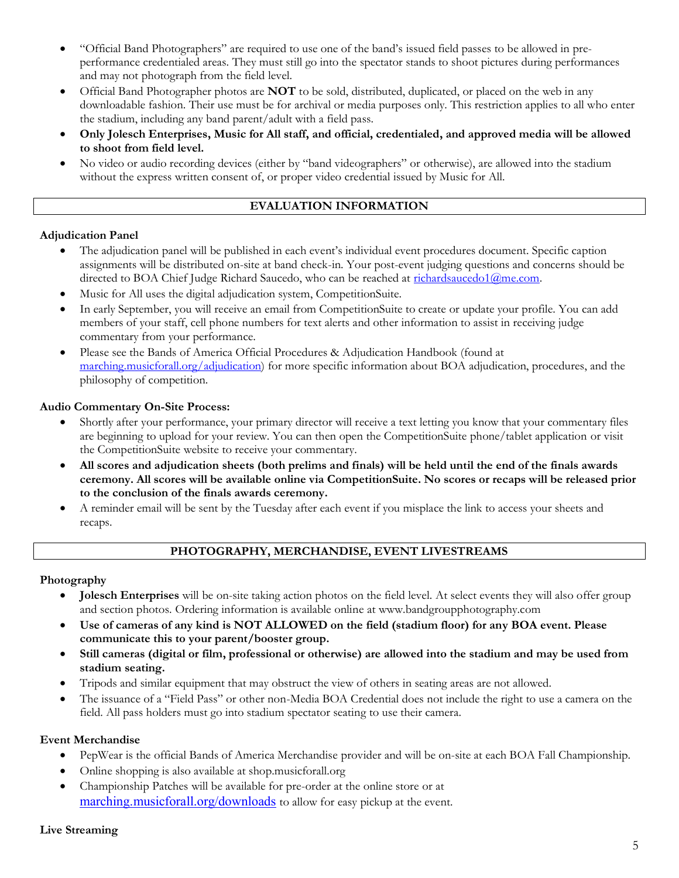- "Official Band Photographers" are required to use one of the band's issued field passes to be allowed in pre-performance credentialed areas. They must still go into the spectator stands to shoot pictures during performances and may not photograph from the field level.
- Official Band Photographer photos are **NOT** to be sold, distributed, duplicated, or placed on the web in any downloadable fashion. Their use must be for archival or media purposes only. This restriction applies to all who enter the stadium, including any band parent/adult with a field pass.
- **Only Jolesch Enterprises, Music for All staff, and official, credentialed, and approved media will be allowed to shoot from field level.**
- No video or audio recording devices (either by "band videographers" or otherwise), are allowed into the stadium without the express written consent of, or proper video credential issued by Music for All.

## EVALUATION INFORMATION

### Adjudication Panel

- The adjudication panel will be published in each event's individual event procedures document. Specific caption assignments will be distributed on-site at band check-in. Your post-event judging questions and concerns should be directed to BOA Chief Judge Richard Saucedo, who can be reached at richardsaucedo1@me.com.
- Music for All uses the digital adjudication system, CompetitionSuite.
- In early September, you will receive an email from CompetitionSuite to create or update your profile. You can add members of your staff, cell phone numbers for text alerts and other information to assist in receiving judge commentary from your performance.
- Please see the Bands of America Official Procedures & Adjudication Handbook (found at marching.musicforall.org/adjudication) for more specific information about BOA adjudication, procedures, and the philosophy of competition.

### Audio Commentary On-Site Process:

- Shortly after your performance, your primary director will receive a text letting you know that your commentary files are beginning to upload for your review. You can then open the CompetitionSuite phone/tablet application or visit the CompetitionSuite website to receive your commentary.
- **All scores and adjudication sheets (both prelims and finals) will be held until the end of the finals awards ceremony. All scores will be available online via CompetitionSuite. No scores or recaps will be released prior to the conclusion of the finals awards ceremony.**
- A reminder email will be sent by the Tuesday after each event if you misplace the link to access your sheets and recaps.

## PHOTOGRAPHY, MERCHANDISE, EVENT LIVESTREAMS

### Photography

- **Jolesch Enterprises** will be on-site taking action photos on the field level. At select events they will also offer group and section photos. Ordering information is available online at www.bandgroupphotography.com
- **Use of cameras of any kind is NOT ALLOWED on the field (stadium floor) for any BOA event. Please communicate this to your parent/booster group.**
- **Still cameras (digital or film, professional or otherwise) are allowed into the stadium and may be used from stadium seating.**
- Tripods and similar equipment that may obstruct the view of others in seating areas are not allowed.
- The issuance of a "Field Pass" or other non-Media BOA Credential does not include the right to use a camera on the field. All pass holders must go into stadium spectator seating to use their camera.

### Event Merchandise

- PepWear is the official Bands of America Merchandise provider and will be on-site at each BOA Fall Championship.
- Online shopping is also available at shop.musicforall.org
- Championship Patches will be available for pre-order at the online store or at marching.musicforall.org/downloads to allow for easy pickup at the event.

### Live Streaming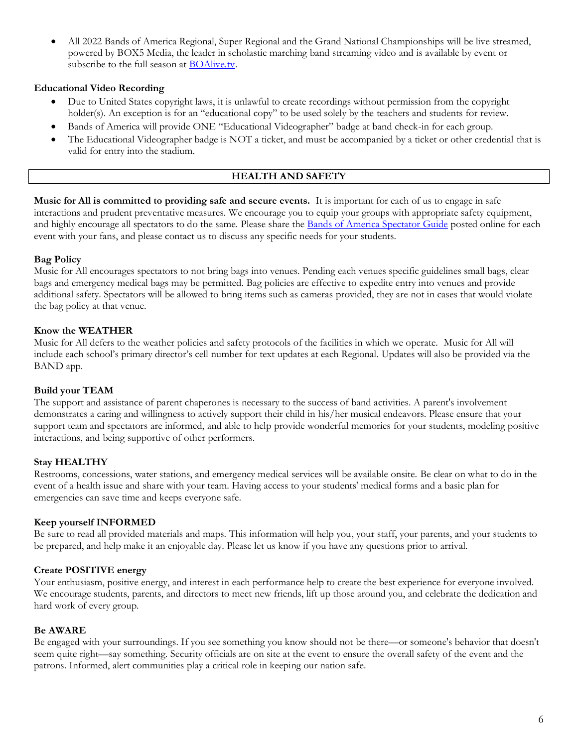- All 2022 Bands of America Regional, Super Regional and the Grand National Championships will be live streamed, powered by BOX5 Media, the leader in scholastic marching band streaming video and is available by event or subscribe to the full season at [BOAlive.tv](BOAlive.tv).

**Educational Video Recording**

- Due to United States copyright laws, it is unlawful to create recordings without permission from the copyright holder(s). An exception is for an "educational copy" to be used solely by the teachers and students for review.
- Bands of America will provide ONE "Educational Videographer" badge at band check-in for each group.
- The Educational Videographer badge is NOT a ticket, and must be accompanied by a ticket or other credential that is valid for entry into the stadium.

## HEALTH AND SAFETY

**Music for All is committed to providing safe and secure events.** It is important for each of us to engage in safe interactions and prudent preventative measures. We encourage you to equip your groups with appropriate safety equipment, and highly encourage all spectators to do the same. Please share the Bands of America Spectator Guide posted online for each event with your fans, and please contact us to discuss any specific needs for your students.

**Bag Policy**

Music for All encourages spectators to not bring bags into venues. Pending each venues specific guidelines small bags, clear bags and emergency medical bags may be permitted. Bag policies are effective to expedite entry into venues and provide additional safety. Spectators will be allowed to bring items such as cameras provided, they are not in cases that would violate the bag policy at that venue.

**Know the WEATHER**

Music for All defers to the weather policies and safety protocols of the facilities in which we operate. Music for All will include each school's primary director's cell number for text updates at each Regional. Updates will also be provided via the BAND app.

**Build your TEAM**

The support and assistance of parent chaperones is necessary to the success of band activities. A parent's involvement demonstrates a caring and willingness to actively support their child in his/her musical endeavors. Please ensure that your support team and spectators are informed, and able to help provide wonderful memories for your students, modeling positive interactions, and being supportive of other performers.

**Stay HEALTHY**

Restrooms, concessions, water stations, and emergency medical services will be available onsite. Be clear on what to do in the event of a health issue and share with your team. Having access to your students' medical forms and a basic plan for emergencies can save time and keeps everyone safe.

**Keep yourself INFORMED**

Be sure to read all provided materials and maps. This information will help you, your staff, your parents, and your students to be prepared, and help make it an enjoyable day. Please let us know if you have any questions prior to arrival.

**Create POSITIVE energy**

Your enthusiasm, positive energy, and interest in each performance help to create the best experience for everyone involved. We encourage students, parents, and directors to meet new friends, lift up those around you, and celebrate the dedication and hard work of every group.

**Be AWARE**

Be engaged with your surroundings. If you see something you know should not be there—or someone's behavior that doesn't seem quite right—say something. Security officials are on site at the event to ensure the overall safety of the event and the patrons. Informed, alert communities play a critical role in keeping our nation safe.